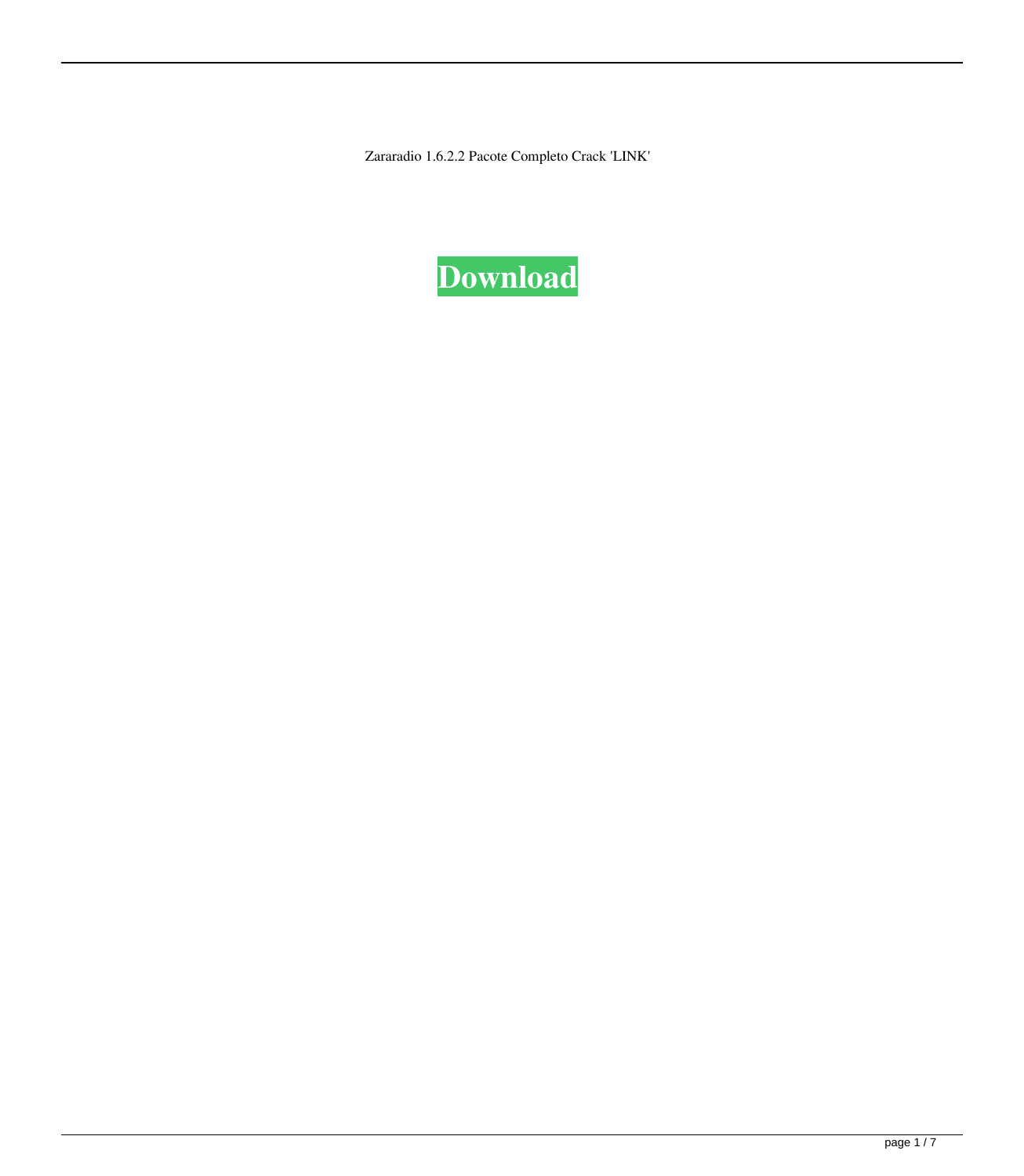Zararadio 1.6.2.2 Pacote Completo Crack 'LINK'

**Download**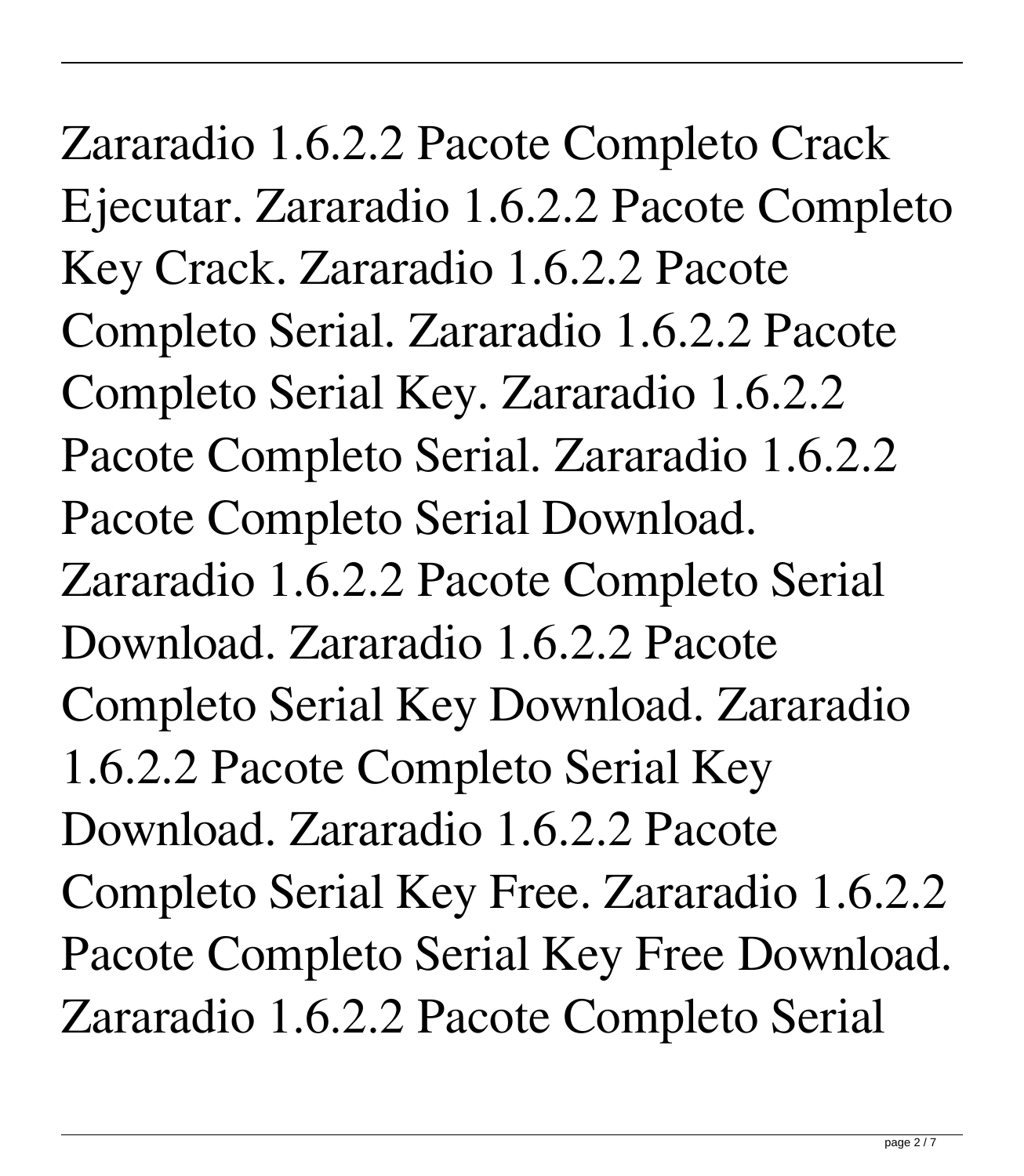Zararadio 1.6.2.2 Pacote Completo Crack Ejecutar. Zararadio 1.6.2.2 Pacote Completo Key Crack. Zararadio 1.6.2.2 Pacote Completo Serial. Zararadio 1.6.2.2 Pacote Completo Serial Key. Zararadio 1.6.2.2 Pacote Completo Serial. Zararadio 1.6.2.2 Pacote Completo Serial Download. Zararadio 1.6.2.2 Pacote Completo Serial Download. Zararadio 1.6.2.2 Pacote Completo Serial Key Download. Zararadio 1.6.2.2 Pacote Completo Serial Key Download. Zararadio 1.6.2.2 Pacote Completo Serial Key Free. Zararadio 1.6.2.2 Pacote Completo Serial Key Free Download. Zararadio 1.6.2.2 Pacote Completo Serial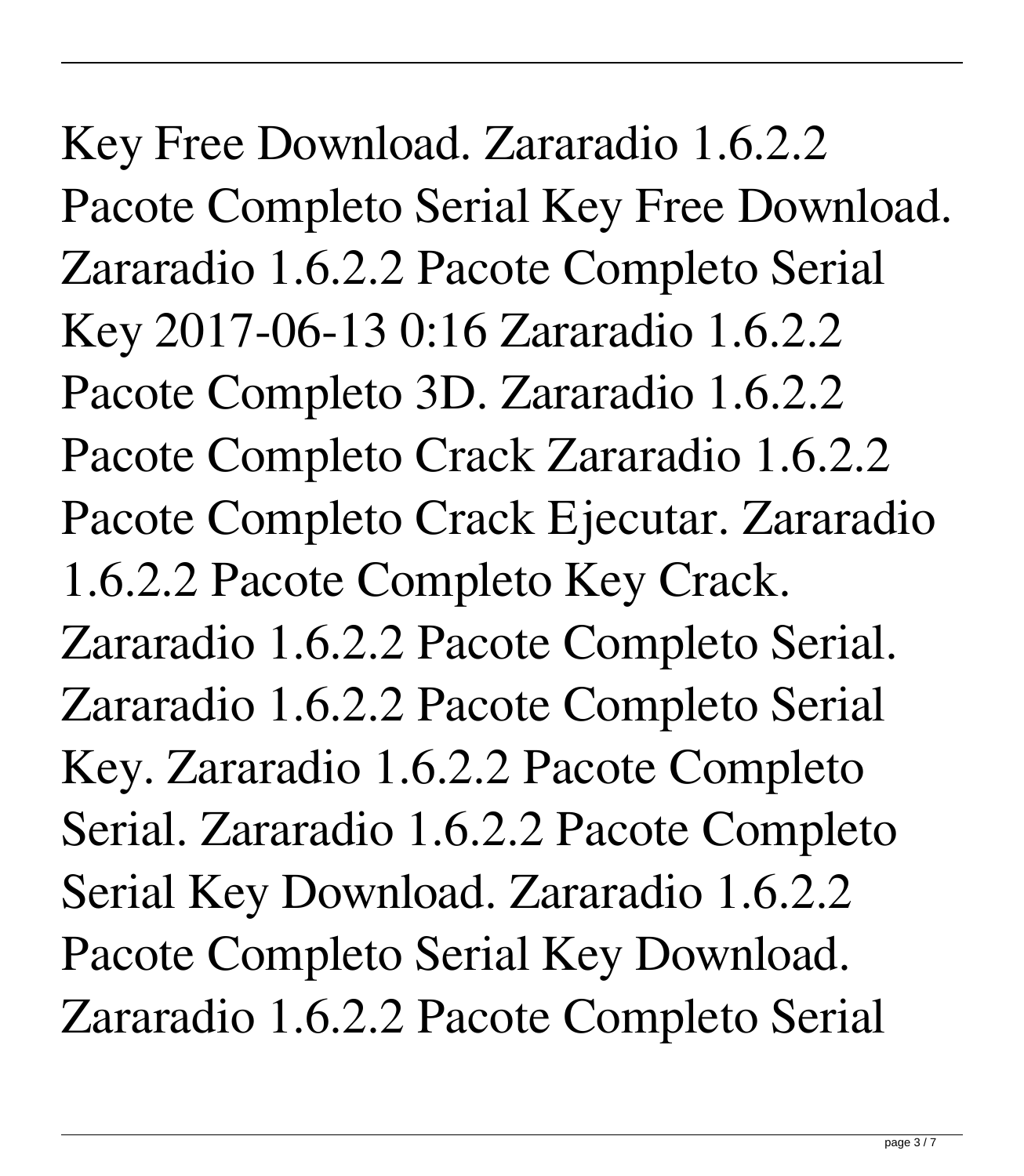Key Free Download. Zararadio 1.6.2.2 Pacote Completo Serial Key Free Download. Zararadio 1.6.2.2 Pacote Completo Serial Key 2017-06-13 0:16 Zararadio 1.6.2.2 Pacote Completo 3D. Zararadio 1.6.2.2 Pacote Completo Crack Zararadio 1.6.2.2 Pacote Completo Crack Ejecutar. Zararadio 1.6.2.2 Pacote Completo Key Crack. Zararadio 1.6.2.2 Pacote Completo Serial. Zararadio 1.6.2.2 Pacote Completo Serial Key. Zararadio 1.6.2.2 Pacote Completo Serial. Zararadio 1.6.2.2 Pacote Completo Serial Key Download. Zararadio 1.6.2.2 Pacote Completo Serial Key Download. Zararadio 1.6.2.2 Pacote Completo Serial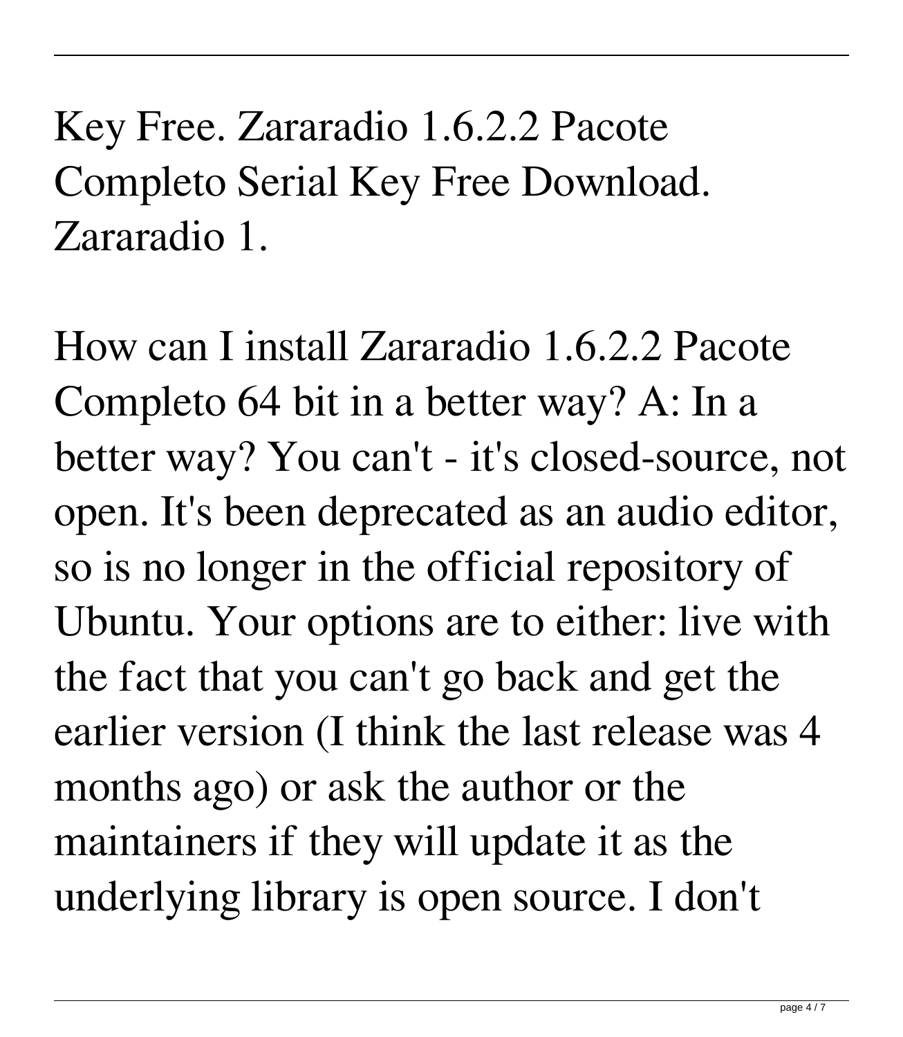Key Free. Zararadio 1.6.2.2 Pacote Completo Serial Key Free Download. Zararadio 1.

How can I install Zararadio 1.6.2.2 Pacote Completo 64 bit in a better way? A: In a better way? You can't - it's closed-source, not open. It's been deprecated as an audio editor, so is no longer in the official repository of Ubuntu. Your options are to either: live with the fact that you can't go back and get the earlier version (I think the last release was 4 months ago) or ask the author or the maintainers if they will update it as the underlying library is open source. I don't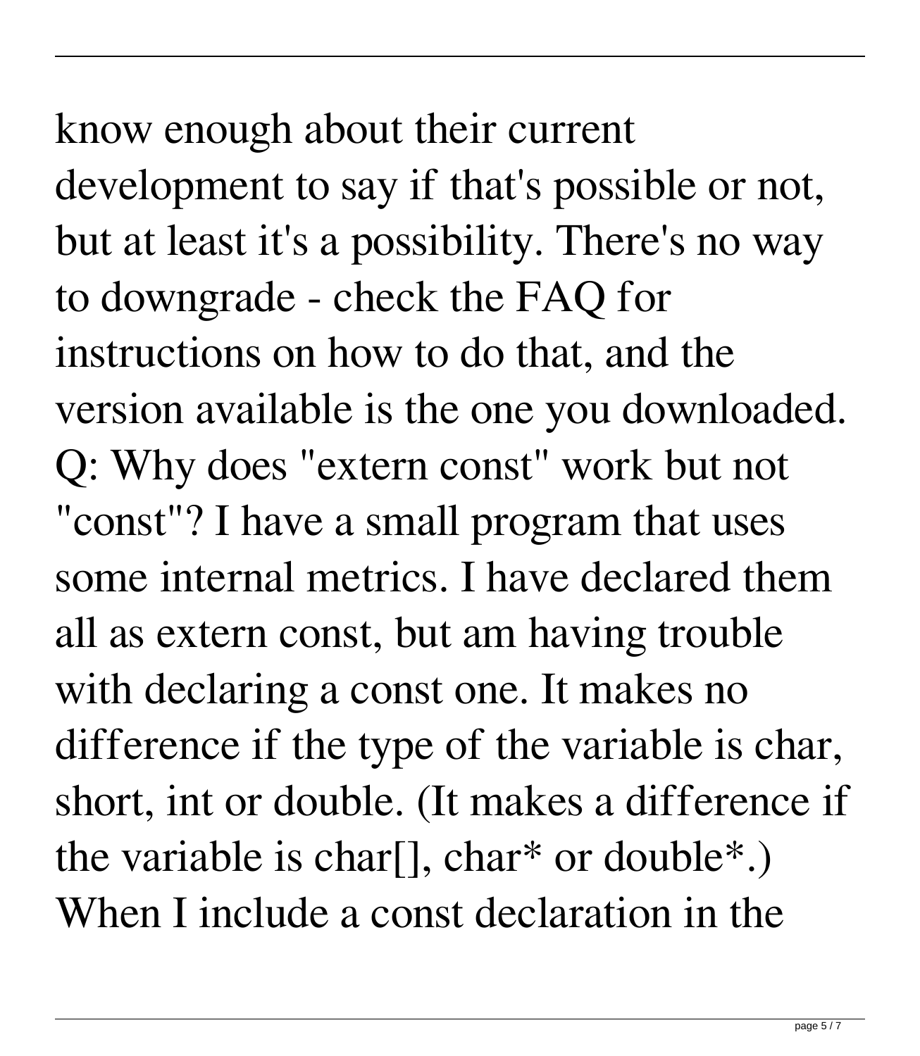know enough about their current development to say if that's possible or not, but at least it's a possibility. There's no way to downgrade - check the FAQ for instructions on how to do that, and the version available is the one you downloaded. Q: Why does "extern const" work but not "const"? I have a small program that uses some internal metrics. I have declared them all as extern const, but am having trouble with declaring a const one. It makes no difference if the type of the variable is char, short, int or double. (It makes a difference if the variable is char[], char* or double*.) When I include a const declaration in the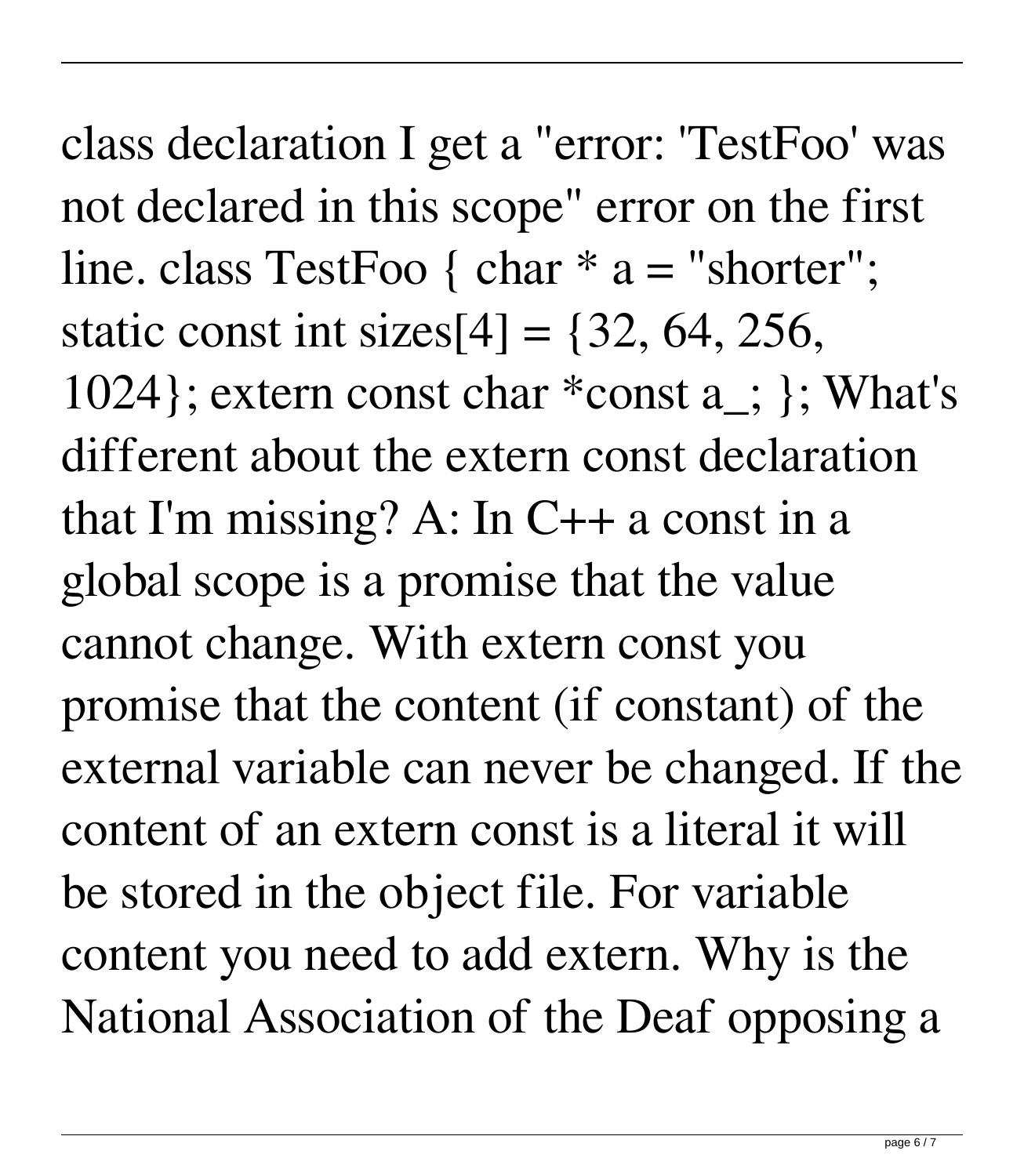class declaration I get a "error: 'TestFoo' was not declared in this scope" error on the first line. class TestFoo { char * a = "shorter"; static const int sizes[4] = {32, 64, 256, 1024}; extern const char *const a_; }; What's different about the extern const declaration that I'm missing? A: In C++ a const in a global scope is a promise that the value cannot change. With extern const you promise that the content (if constant) of the external variable can never be changed. If the content of an extern const is a literal it will be stored in the object file. For variable content you need to add extern. Why is the National Association of the Deaf opposing a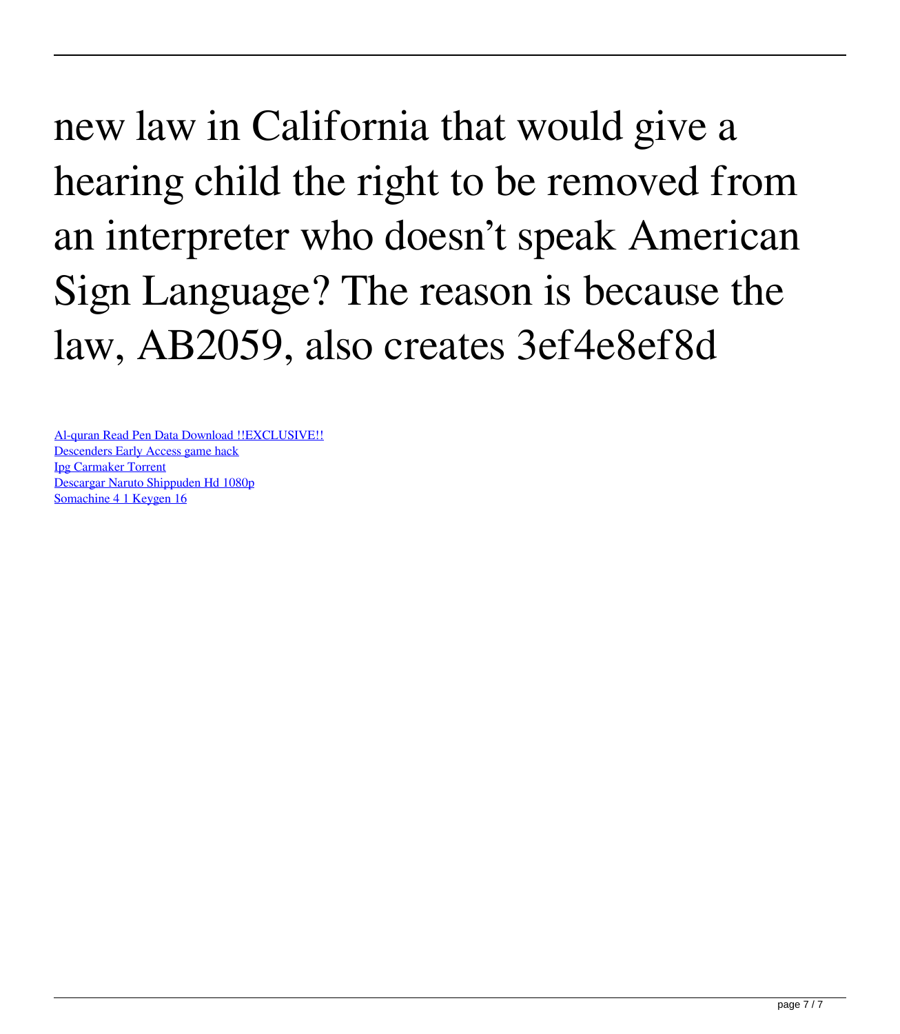new law in California that would give a hearing child the right to be removed from an interpreter who doesn't speak American Sign Language? The reason is because the law, AB2059, also creates 3ef4e8ef8d

[Al-quran Read Pen Data Download !!EXCLUSIVE!!]
[Descenders Early Access game hack]
[Ipg Carmaker Torrent]
[Descargar Naruto Shippuden Hd 1080p]
[Somachine 4 1 Keygen 16]